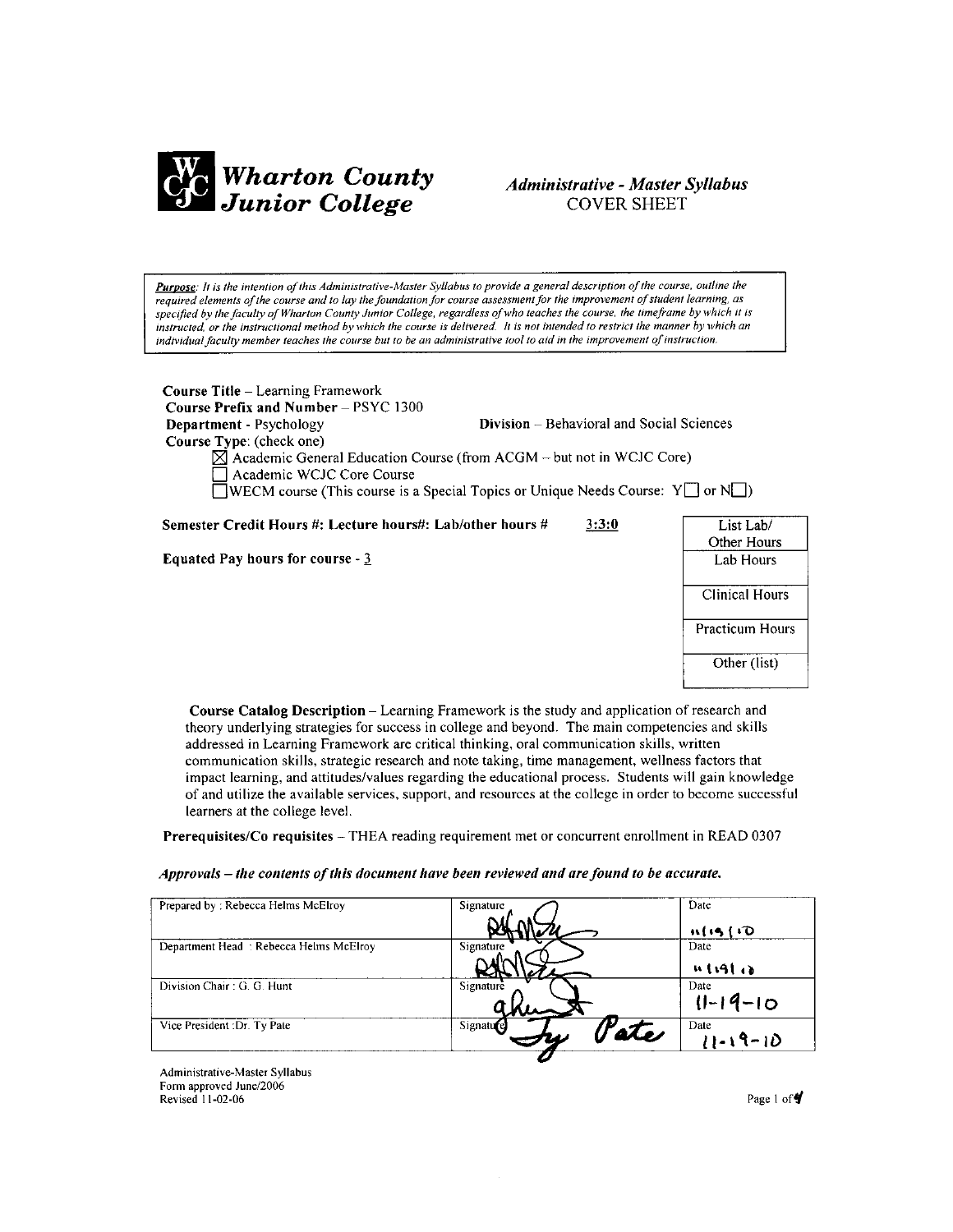# Wharton County Junior College

## *Administrative - Master Syllabus* COVER SHEET

***Purpose**: It is the intention of this Administrative-Master Syllabus to provide a general description of the course, outline the required elements of the course and to lay the foundation for course assessment for the improvement of student learning, as specified by the faculty of Wharton County Junior College, regardless of who teaches the course, the timeframe by which it is instructed, or the instructional method by which the course is delivered. It is not intended to restrict the manner by which an individual faculty member teaches the course but to be an administrative tool to aid in the improvement of instruction.*

**Course Title** – Learning Framework
**Course Prefix and Number** – PSYC 1300
**Department** - Psychology **Division** – Behavioral and Social Sciences
**Course Type**: (check one)

- ☒ Academic General Education Course (from ACGM – but not in WCJC Core)
- ☐ Academic WCJC Core Course
- ☐ WECM course (This course is a Special Topics or Unique Needs Course: Y☐ or N☐)

**Semester Credit Hours #: Lecture hours#: Lab/other hours #** 3:3:0

**Equated Pay hours for course** - 3

| List Lab/ Other Hours |
| --- |
| Lab Hours |
| Clinical Hours |
| Practicum Hours |
| Other (list) |

**Course Catalog Description** – Learning Framework is the study and application of research and theory underlying strategies for success in college and beyond. The main competencies and skills addressed in Learning Framework are critical thinking, oral communication skills, written communication skills, strategic research and note taking, time management, wellness factors that impact learning, and attitudes/values regarding the educational process. Students will gain knowledge of and utilize the available services, support, and resources at the college in order to become successful learners at the college level.

**Prerequisites/Co requisites** – THEA reading requirement met or concurrent enrollment in READ 0307

***Approvals – the contents of this document have been reviewed and are found to be accurate.***

| | | |
| --- | --- | --- |
| Prepared by : Rebecca Helms McElroy | Signature | Date 11/19/10 |
| Department Head : Rebecca Helms McElroy | Signature | Date 11/19/10 |
| Division Chair : G. G. Hunt | Signature | Date 11-19-10 |
| Vice President :Dr. Ty Pate | Signature Ty Pate | Date 11-19-10 |

Administrative-Master Syllabus
Form approved June/2006
Revised 11-02-06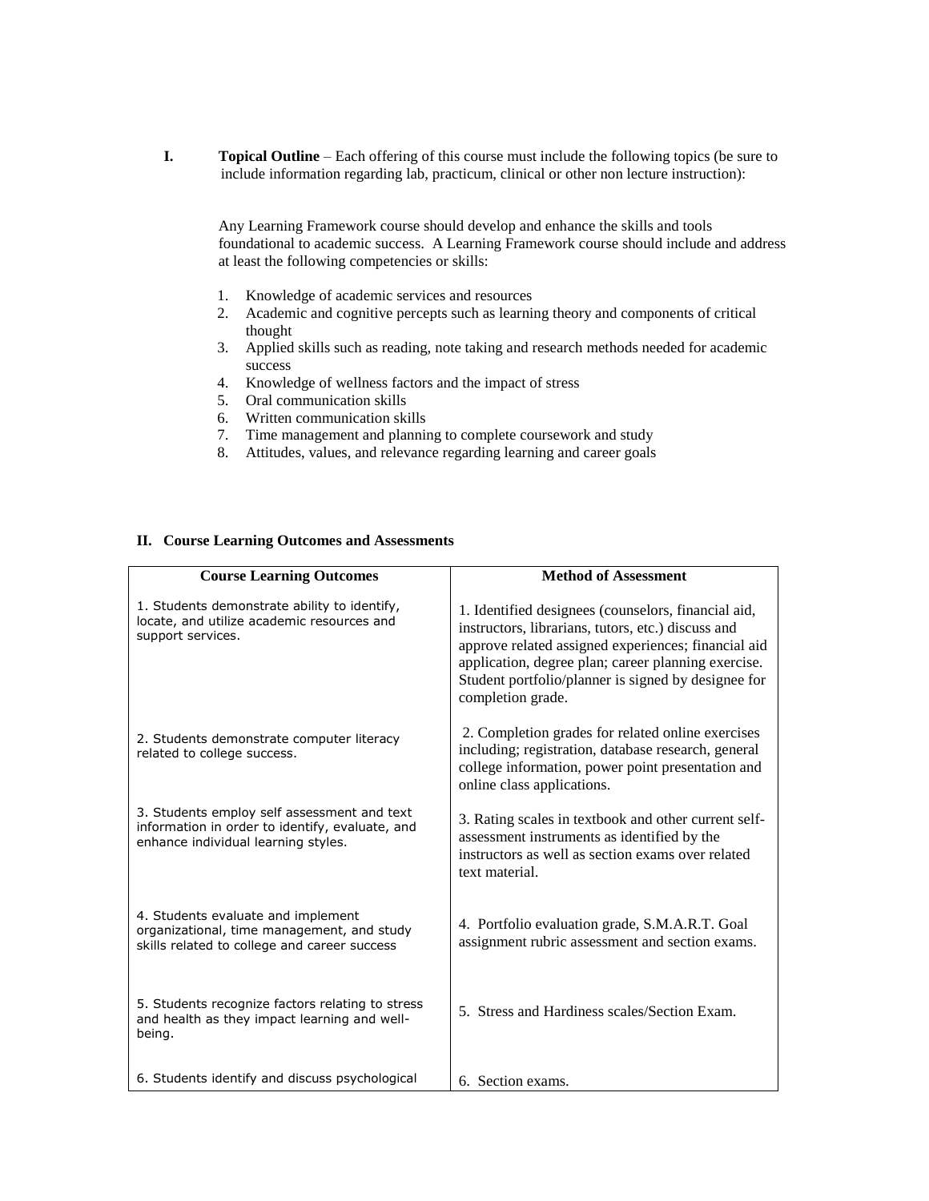**I.** **Topical Outline** – Each offering of this course must include the following topics (be sure to include information regarding lab, practicum, clinical or other non lecture instruction):

Any Learning Framework course should develop and enhance the skills and tools foundational to academic success. A Learning Framework course should include and address at least the following competencies or skills:

1. Knowledge of academic services and resources
2. Academic and cognitive percepts such as learning theory and components of critical thought
3. Applied skills such as reading, note taking and research methods needed for academic success
4. Knowledge of wellness factors and the impact of stress
5. Oral communication skills
6. Written communication skills
7. Time management and planning to complete coursework and study
8. Attitudes, values, and relevance regarding learning and career goals

## II. Course Learning Outcomes and Assessments

| Course Learning Outcomes | Method of Assessment |
|---|---|
| 1. Students demonstrate ability to identify, locate, and utilize academic resources and support services. | 1. Identified designees (counselors, financial aid, instructors, librarians, tutors, etc.) discuss and approve related assigned experiences; financial aid application, degree plan; career planning exercise. Student portfolio/planner is signed by designee for completion grade. |
| 2. Students demonstrate computer literacy related to college success. | 2. Completion grades for related online exercises including; registration, database research, general college information, power point presentation and online class applications. |
| 3. Students employ self assessment and text information in order to identify, evaluate, and enhance individual learning styles. | 3. Rating scales in textbook and other current self-assessment instruments as identified by the instructors as well as section exams over related text material. |
| 4. Students evaluate and implement organizational, time management, and study skills related to college and career success | 4. Portfolio evaluation grade, S.M.A.R.T. Goal assignment rubric assessment and section exams. |
| 5. Students recognize factors relating to stress and health as they impact learning and well-being. | 5. Stress and Hardiness scales/Section Exam. |
| 6. Students identify and discuss psychological | 6. Section exams. |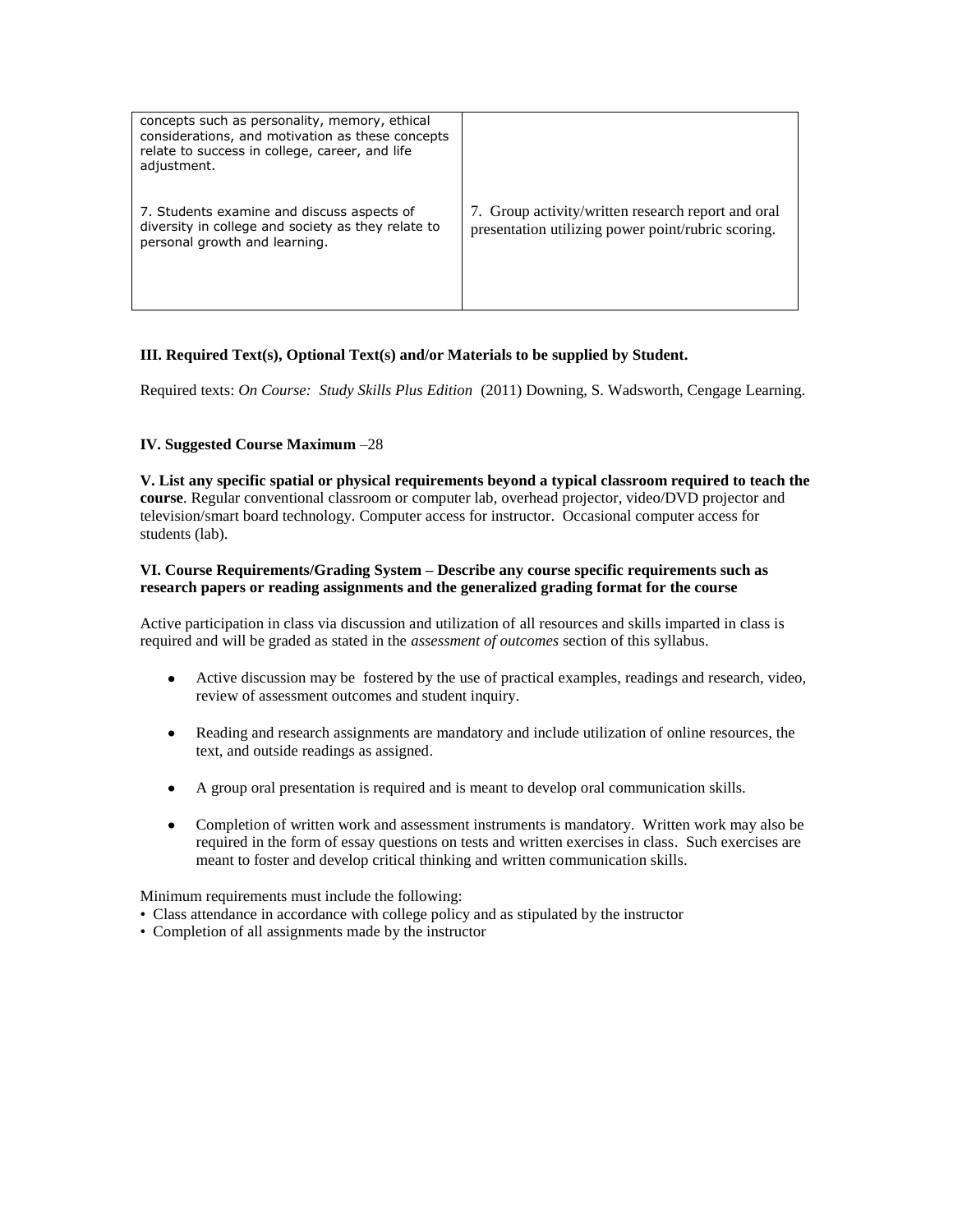| | |
|---|---|
| concepts such as personality, memory, ethical considerations, and motivation as these concepts relate to success in college, career, and life adjustment. | |
| 7. Students examine and discuss aspects of diversity in college and society as they relate to personal growth and learning. | 7. Group activity/written research report and oral presentation utilizing power point/rubric scoring. |

**III. Required Text(s), Optional Text(s) and/or Materials to be supplied by Student.**

Required texts: *On Course: Study Skills Plus Edition* (2011) Downing, S. Wadsworth, Cengage Learning.

**IV. Suggested Course Maximum** –28

**V. List any specific spatial or physical requirements beyond a typical classroom required to teach the course**. Regular conventional classroom or computer lab, overhead projector, video/DVD projector and television/smart board technology. Computer access for instructor. Occasional computer access for students (lab).

**VI. Course Requirements/Grading System – Describe any course specific requirements such as research papers or reading assignments and the generalized grading format for the course**

Active participation in class via discussion and utilization of all resources and skills imparted in class is required and will be graded as stated in the *assessment of outcomes* section of this syllabus.

- Active discussion may be fostered by the use of practical examples, readings and research, video, review of assessment outcomes and student inquiry.
- Reading and research assignments are mandatory and include utilization of online resources, the text, and outside readings as assigned.
- A group oral presentation is required and is meant to develop oral communication skills.
- Completion of written work and assessment instruments is mandatory. Written work may also be required in the form of essay questions on tests and written exercises in class. Such exercises are meant to foster and develop critical thinking and written communication skills.

Minimum requirements must include the following:

- Class attendance in accordance with college policy and as stipulated by the instructor
- Completion of all assignments made by the instructor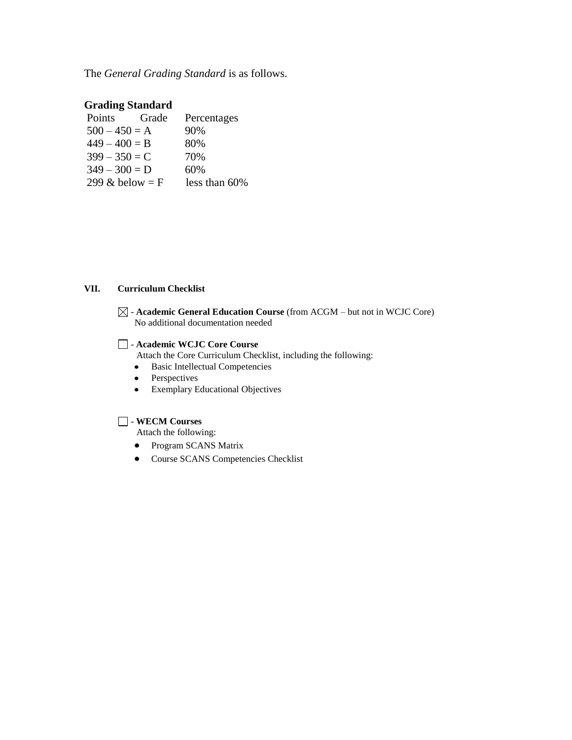The *General Grading Standard* is as follows.

**Grading Standard**

| Points | Grade | Percentages |
|---|---|---|
| 500 – 450 = A | | 90% |
| 449 – 400 = B | | 80% |
| 399 – 350 = C | | 70% |
| 349 – 300 = D | | 60% |
| 299 & below = F | | less than 60% |

**VII. Curriculum Checklist**

☒ - **Academic General Education Course** (from ACGM – but not in WCJC Core)
No additional documentation needed

☐ - **Academic WCJC Core Course**
Attach the Core Curriculum Checklist, including the following:

- Basic Intellectual Competencies
- Perspectives
- Exemplary Educational Objectives

☐ - **WECM Courses**
Attach the following:

- Program SCANS Matrix
- Course SCANS Competencies Checklist